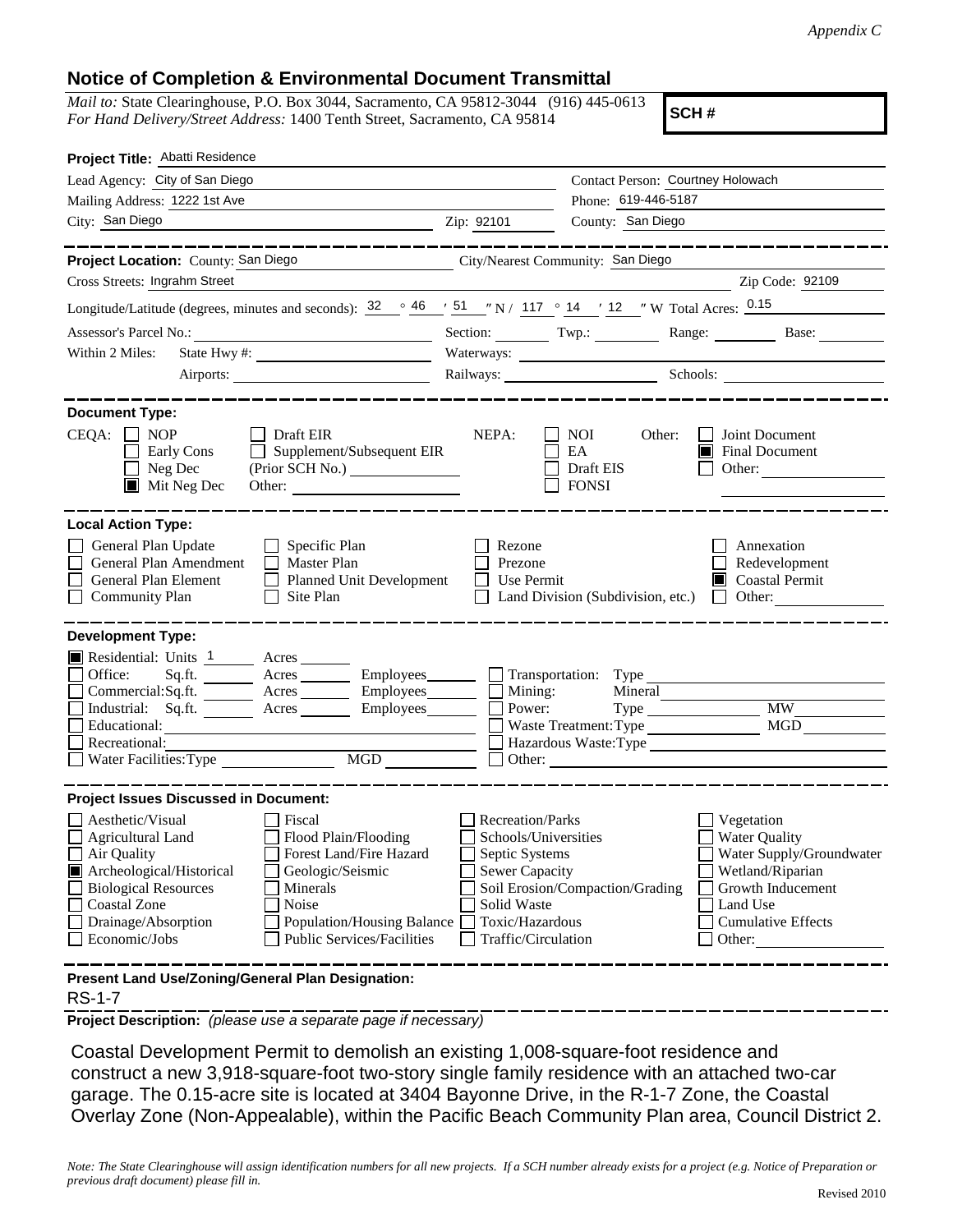*Appendix C*

## Notice of Completion & Environmental Document Transmittal

*Mail to:* State Clearinghouse, P.O. Box 3044, Sacramento, CA 95812-3044 (916) 445-0613
*For Hand Delivery/Street Address:* 1400 Tenth Street, Sacramento, CA 95814

**SCH #**

**Project Title:** Abatti Residence

Lead Agency: City of San Diego
Contact Person: Courtney Holowach
Mailing Address: 1222 1st Ave
Phone: 619-446-5187
City: San Diego
Zip: 92101
County: San Diego

---

**Project Location:** County: San Diego
City/Nearest Community: San Diego
Cross Streets: Ingrahm Street
Zip Code: 92109
Longitude/Latitude (degrees, minutes and seconds): 32 ° 46 ′ 51 ″ N / 117 ° 14 ′ 12 ″ W Total Acres: 0.15
Assessor's Parcel No.:
Section:
Twp.:
Range:
Base:
Within 2 Miles: State Hwy #:
Waterways:
Airports:
Railways:
Schools:

---

**Document Type:**

CEQA:
- ☐ NOP
- ☐ Early Cons
- ☐ Neg Dec
- ☒ Mit Neg Dec
- ☐ Draft EIR
- ☐ Supplement/Subsequent EIR (Prior SCH No.)
- Other:

NEPA:
- ☐ NOI
- ☐ EA
- ☐ Draft EIS
- ☐ FONSI

Other:
- ☐ Joint Document
- ☒ Final Document
- ☐ Other:

---

**Local Action Type:**

- ☐ General Plan Update
- ☐ General Plan Amendment
- ☐ General Plan Element
- ☐ Community Plan
- ☐ Specific Plan
- ☐ Master Plan
- ☐ Planned Unit Development
- ☐ Site Plan
- ☐ Rezone
- ☐ Prezone
- ☐ Use Permit
- ☐ Land Division (Subdivision, etc.)
- ☐ Annexation
- ☐ Redevelopment
- ☒ Coastal Permit
- ☐ Other:

---

**Development Type:**

- ☒ Residential: Units 1 Acres
- ☐ Office: Sq.ft. Acres Employees
- ☐ Commercial: Sq.ft. Acres Employees
- ☐ Industrial: Sq.ft. Acres Employees
- ☐ Educational:
- ☐ Recreational:
- ☐ Water Facilities: Type MGD
- ☐ Transportation: Type
- ☐ Mining: Mineral
- ☐ Power: Type MW
- ☐ Waste Treatment: Type MGD
- ☐ Hazardous Waste: Type
- ☐ Other:

---

**Project Issues Discussed in Document:**

- ☐ Aesthetic/Visual
- ☐ Agricultural Land
- ☐ Air Quality
- ☒ Archeological/Historical
- ☐ Biological Resources
- ☐ Coastal Zone
- ☐ Drainage/Absorption
- ☐ Economic/Jobs
- ☐ Fiscal
- ☐ Flood Plain/Flooding
- ☐ Forest Land/Fire Hazard
- ☐ Geologic/Seismic
- ☐ Minerals
- ☐ Noise
- ☐ Population/Housing Balance
- ☐ Public Services/Facilities
- ☐ Recreation/Parks
- ☐ Schools/Universities
- ☐ Septic Systems
- ☐ Sewer Capacity
- ☐ Soil Erosion/Compaction/Grading
- ☐ Solid Waste
- ☐ Toxic/Hazardous
- ☐ Traffic/Circulation
- ☐ Vegetation
- ☐ Water Quality
- ☐ Water Supply/Groundwater
- ☐ Wetland/Riparian
- ☐ Growth Inducement
- ☐ Land Use
- ☐ Cumulative Effects
- ☐ Other:

---

**Present Land Use/Zoning/General Plan Designation:**

RS-1-7

**Project Description:** *(please use a separate page if necessary)*

Coastal Development Permit to demolish an existing 1,008-square-foot residence and construct a new 3,918-square-foot two-story single family residence with an attached two-car garage. The 0.15-acre site is located at 3404 Bayonne Drive, in the R-1-7 Zone, the Coastal Overlay Zone (Non-Appealable), within the Pacific Beach Community Plan area, Council District 2.

*Note: The State Clearinghouse will assign identification numbers for all new projects. If a SCH number already exists for a project (e.g. Notice of Preparation or previous draft document) please fill in.*

Revised 2010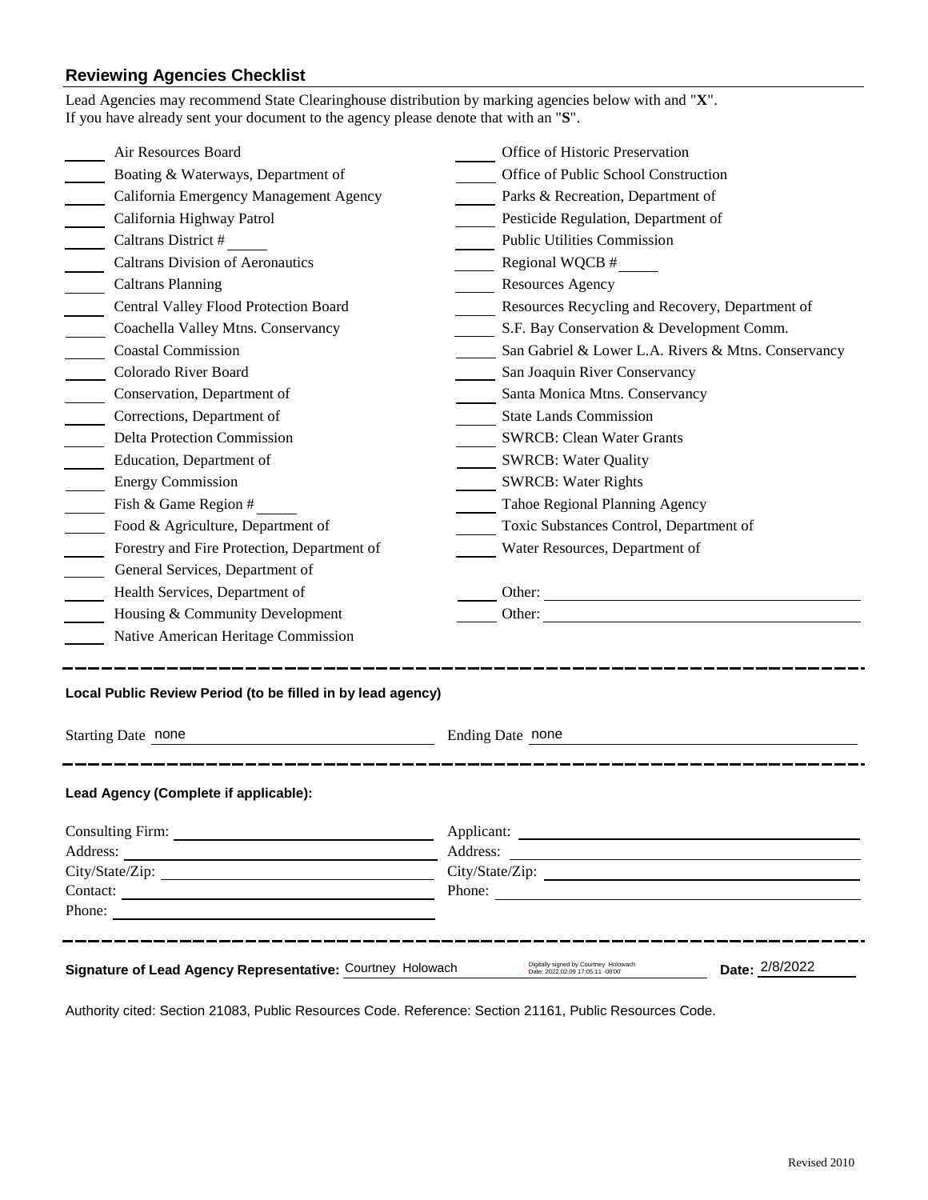## Reviewing Agencies Checklist

Lead Agencies may recommend State Clearinghouse distribution by marking agencies below with and "**X**".
If you have already sent your document to the agency please denote that with an "**S**".

| | |
|---|---|
| ____ Air Resources Board | ____ Office of Historic Preservation |
| ____ Boating & Waterways, Department of | ____ Office of Public School Construction |
| ____ California Emergency Management Agency | ____ Parks & Recreation, Department of |
| ____ California Highway Patrol | ____ Pesticide Regulation, Department of |
| ____ Caltrans District # ____ | ____ Public Utilities Commission |
| ____ Caltrans Division of Aeronautics | ____ Regional WQCB # ____ |
| ____ Caltrans Planning | ____ Resources Agency |
| ____ Central Valley Flood Protection Board | ____ Resources Recycling and Recovery, Department of |
| ____ Coachella Valley Mtns. Conservancy | ____ S.F. Bay Conservation & Development Comm. |
| ____ Coastal Commission | ____ San Gabriel & Lower L.A. Rivers & Mtns. Conservancy |
| ____ Colorado River Board | ____ San Joaquin River Conservancy |
| ____ Conservation, Department of | ____ Santa Monica Mtns. Conservancy |
| ____ Corrections, Department of | ____ State Lands Commission |
| ____ Delta Protection Commission | ____ SWRCB: Clean Water Grants |
| ____ Education, Department of | ____ SWRCB: Water Quality |
| ____ Energy Commission | ____ SWRCB: Water Rights |
| ____ Fish & Game Region # ____ | ____ Tahoe Regional Planning Agency |
| ____ Food & Agriculture, Department of | ____ Toxic Substances Control, Department of |
| ____ Forestry and Fire Protection, Department of | ____ Water Resources, Department of |
| ____ General Services, Department of | |
| ____ Health Services, Department of | ____ Other: ____________ |
| ____ Housing & Community Development | ____ Other: ____________ |
| ____ Native American Heritage Commission | |

---

### Local Public Review Period (to be filled in by lead agency)

Starting Date none Ending Date none

---

### Lead Agency (Complete if applicable):

| | |
|---|---|
| Consulting Firm: | Applicant: |
| Address: | Address: |
| City/State/Zip: | City/State/Zip: |
| Contact: | Phone: |
| Phone: | |

---

**Signature of Lead Agency Representative:** Courtney Holowach Digitally signed by Courtney Holowach Date: 2022.02.09 17:05:11 -08'00' **Date:** 2/8/2022

Authority cited: Section 21083, Public Resources Code. Reference: Section 21161, Public Resources Code.

Revised 2010